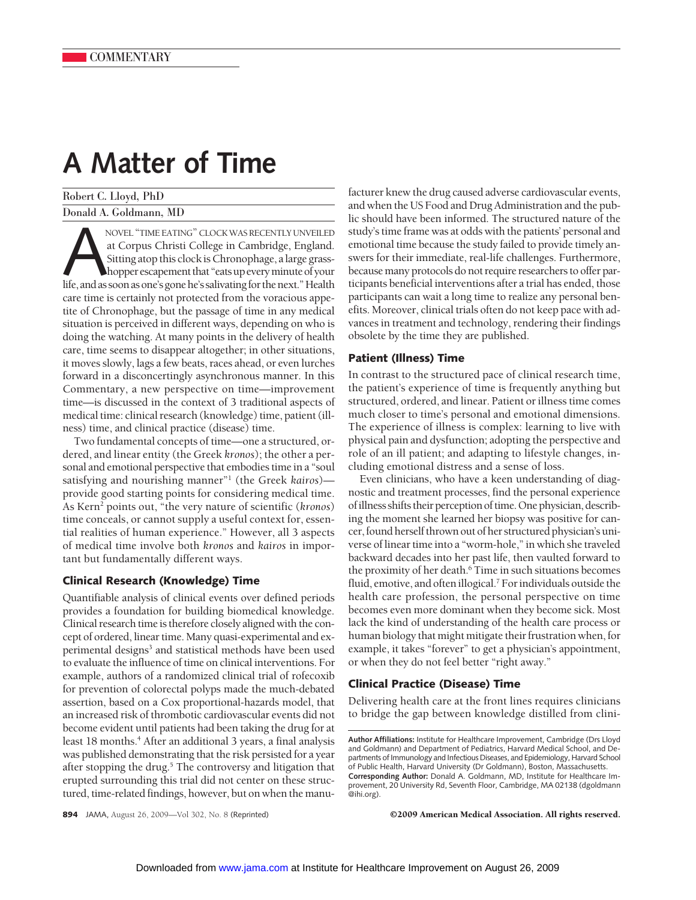COMMENTARY

# A Matter of Time

Robert C. Lloyd, PhD

Donald A. Goldmann, MD

A NOVEL "TIME EATING" CLOCK WAS RECENTLY UNVEILED at Corpus Christi College in Cambridge, England. Sitting atop this clock is Chronophage, a large grasshopper escapement that "eats up every minute of your life, and as soon as one's gone he's salivating for the next." Health care time is certainly not protected from the voracious appetite of Chronophage, but the passage of time in any medical situation is perceived in different ways, depending on who is doing the watching. At many points in the delivery of health care, time seems to disappear altogether; in other situations, it moves slowly, lags a few beats, races ahead, or even lurches forward in a disconcertingly asynchronous manner. In this Commentary, a new perspective on time—improvement time—is discussed in the context of 3 traditional aspects of medical time: clinical research (knowledge) time, patient (illness) time, and clinical practice (disease) time.

Two fundamental concepts of time—one a structured, ordered, and linear entity (the Greek *kronos*); the other a personal and emotional perspective that embodies time in a "soul satisfying and nourishing manner"[1] (the Greek *kairos*)—provide good starting points for considering medical time. As Kern[2] points out, "the very nature of scientific (*kronos*) time conceals, or cannot supply a useful context for, essential realities of human experience." However, all 3 aspects of medical time involve both *kronos* and *kairos* in important but fundamentally different ways.

## Clinical Research (Knowledge) Time

Quantifiable analysis of clinical events over defined periods provides a foundation for building biomedical knowledge. Clinical research time is therefore closely aligned with the concept of ordered, linear time. Many quasi-experimental and experimental designs[3] and statistical methods have been used to evaluate the influence of time on clinical interventions. For example, authors of a randomized clinical trial of rofecoxib for prevention of colorectal polyps made the much-debated assertion, based on a Cox proportional-hazards model, that an increased risk of thrombotic cardiovascular events did not become evident until patients had been taking the drug for at least 18 months.[4] After an additional 3 years, a final analysis was published demonstrating that the risk persisted for a year after stopping the drug.[5] The controversy and litigation that erupted surrounding this trial did not center on these structured, time-related findings, however, but on when the manufacturer knew the drug caused adverse cardiovascular events, and when the US Food and Drug Administration and the public should have been informed. The structured nature of the study's time frame was at odds with the patients' personal and emotional time because the study failed to provide timely answers for their immediate, real-life challenges. Furthermore, because many protocols do not require researchers to offer participants beneficial interventions after a trial has ended, those participants can wait a long time to realize any personal benefits. Moreover, clinical trials often do not keep pace with advances in treatment and technology, rendering their findings obsolete by the time they are published.

## Patient (Illness) Time

In contrast to the structured pace of clinical research time, the patient's experience of time is frequently anything but structured, ordered, and linear. Patient or illness time comes much closer to time's personal and emotional dimensions. The experience of illness is complex: learning to live with physical pain and dysfunction; adopting the perspective and role of an ill patient; and adapting to lifestyle changes, including emotional distress and a sense of loss.

Even clinicians, who have a keen understanding of diagnostic and treatment processes, find the personal experience of illness shifts their perception of time. One physician, describing the moment she learned her biopsy was positive for cancer, found herself thrown out of her structured physician's universe of linear time into a "worm-hole," in which she traveled backward decades into her past life, then vaulted forward to the proximity of her death.[6] Time in such situations becomes fluid, emotive, and often illogical.[7] For individuals outside the health care profession, the personal perspective on time becomes even more dominant when they become sick. Most lack the kind of understanding of the health care process or human biology that might mitigate their frustration when, for example, it takes "forever" to get a physician's appointment, or when they do not feel better "right away."

## Clinical Practice (Disease) Time

Delivering health care at the front lines requires clinicians to bridge the gap between knowledge distilled from clini-

**Author Affiliations:** Institute for Healthcare Improvement, Cambridge (Drs Lloyd and Goldmann) and Department of Pediatrics, Harvard Medical School, and Departments of Immunology and Infectious Diseases, and Epidemiology, Harvard School of Public Health, Harvard University (Dr Goldmann), Boston, Massachusetts.
**Corresponding Author:** Donald A. Goldmann, MD, Institute for Healthcare Improvement, 20 University Rd, Seventh Floor, Cambridge, MA 02138 (dgoldmann@ihi.org).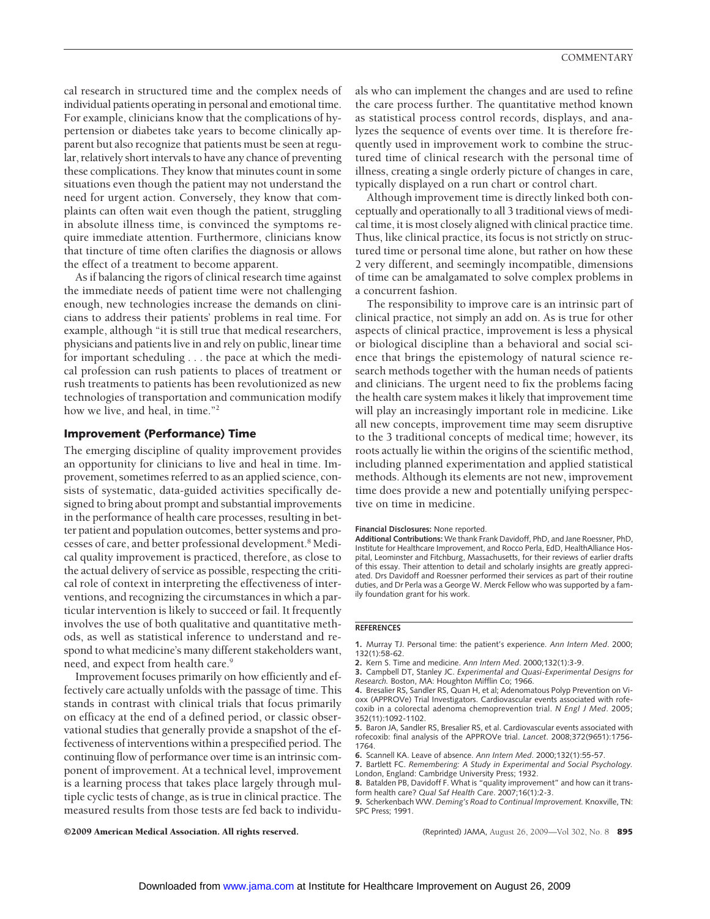cal research in structured time and the complex needs of individual patients operating in personal and emotional time. For example, clinicians know that the complications of hypertension or diabetes take years to become clinically apparent but also recognize that patients must be seen at regular, relatively short intervals to have any chance of preventing these complications. They know that minutes count in some situations even though the patient may not understand the need for urgent action. Conversely, they know that complaints can often wait even though the patient, struggling in absolute illness time, is convinced the symptoms require immediate attention. Furthermore, clinicians know that tincture of time often clarifies the diagnosis or allows the effect of a treatment to become apparent.

As if balancing the rigors of clinical research time against the immediate needs of patient time were not challenging enough, new technologies increase the demands on clinicians to address their patients' problems in real time. For example, although "it is still true that medical researchers, physicians and patients live in and rely on public, linear time for important scheduling . . . the pace at which the medical profession can rush patients to places of treatment or rush treatments to patients has been revolutionized as new technologies of transportation and communication modify how we live, and heal, in time."[2]

## Improvement (Performance) Time

The emerging discipline of quality improvement provides an opportunity for clinicians to live and heal in time. Improvement, sometimes referred to as an applied science, consists of systematic, data-guided activities specifically designed to bring about prompt and substantial improvements in the performance of health care processes, resulting in better patient and population outcomes, better systems and processes of care, and better professional development.[8] Medical quality improvement is practiced, therefore, as close to the actual delivery of service as possible, respecting the critical role of context in interpreting the effectiveness of interventions, and recognizing the circumstances in which a particular intervention is likely to succeed or fail. It frequently involves the use of both qualitative and quantitative methods, as well as statistical inference to understand and respond to what medicine's many different stakeholders want, need, and expect from health care.[9]

Improvement focuses primarily on how efficiently and effectively care actually unfolds with the passage of time. This stands in contrast with clinical trials that focus primarily on efficacy at the end of a defined period, or classic observational studies that generally provide a snapshot of the effectiveness of interventions within a prespecified period. The continuing flow of performance over time is an intrinsic component of improvement. At a technical level, improvement is a learning process that takes place largely through multiple cyclic tests of change, as is true in clinical practice. The measured results from those tests are fed back to individuals who can implement the changes and are used to refine the care process further. The quantitative method known as statistical process control records, displays, and analyzes the sequence of events over time. It is therefore frequently used in improvement work to combine the structured time of clinical research with the personal time of illness, creating a single orderly picture of changes in care, typically displayed on a run chart or control chart.

Although improvement time is directly linked both conceptually and operationally to all 3 traditional views of medical time, it is most closely aligned with clinical practice time. Thus, like clinical practice, its focus is not strictly on structured time or personal time alone, but rather on how these 2 very different, and seemingly incompatible, dimensions of time can be amalgamated to solve complex problems in a concurrent fashion.

The responsibility to improve care is an intrinsic part of clinical practice, not simply an add on. As is true for other aspects of clinical practice, improvement is less a physical or biological discipline than a behavioral and social science that brings the epistemology of natural science research methods together with the human needs of patients and clinicians. The urgent need to fix the problems facing the health care system makes it likely that improvement time will play an increasingly important role in medicine. Like all new concepts, improvement time may seem disruptive to the 3 traditional concepts of medical time; however, its roots actually lie within the origins of the scientific method, including planned experimentation and applied statistical methods. Although its elements are not new, improvement time does provide a new and potentially unifying perspective on time in medicine.

**Financial Disclosures:** None reported.

**Additional Contributions:** We thank Frank Davidoff, PhD, and Jane Roessner, PhD, Institute for Healthcare Improvement, and Rocco Perla, EdD, HealthAlliance Hospital, Leominster and Fitchburg, Massachusetts, for their reviews of earlier drafts of this essay. Their attention to detail and scholarly insights are greatly appreciated. Drs Davidoff and Roessner performed their services as part of their routine duties, and Dr Perla was a George W. Merck Fellow who was supported by a family foundation grant for his work.

## REFERENCES

1. Murray TJ. Personal time: the patient's experience. *Ann Intern Med*. 2000;132(1):58-62.
2. Kern S. Time and medicine. *Ann Intern Med*. 2000;132(1):3-9.
3. Campbell DT, Stanley JC. *Experimental and Quasi-Experimental Designs for Research.* Boston, MA: Houghton Mifflin Co; 1966.
4. Bresalier RS, Sandler RS, Quan H, et al; Adenomatous Polyp Prevention on Vioxx (APPROVe) Trial Investigators. Cardiovascular events associated with rofecoxib in a colorectal adenoma chemoprevention trial. *N Engl J Med*. 2005;352(11):1092-1102.
5. Baron JA, Sandler RS, Bresalier RS, et al. Cardiovascular events associated with rofecoxib: final analysis of the APPROVe trial. *Lancet*. 2008;372(9651):1756-1764.
6. Scannell KA. Leave of absence. *Ann Intern Med*. 2000;132(1):55-57.
7. Bartlett FC. *Remembering: A Study in Experimental and Social Psychology.* London, England: Cambridge University Press; 1932.
8. Batalden PB, Davidoff F. What is "quality improvement" and how can it transform health care? *Qual Saf Health Care*. 2007;16(1):2-3.
9. Scherkenbach WW. *Deming's Road to Continual Improvement.* Knoxville, TN: SPC Press; 1991.